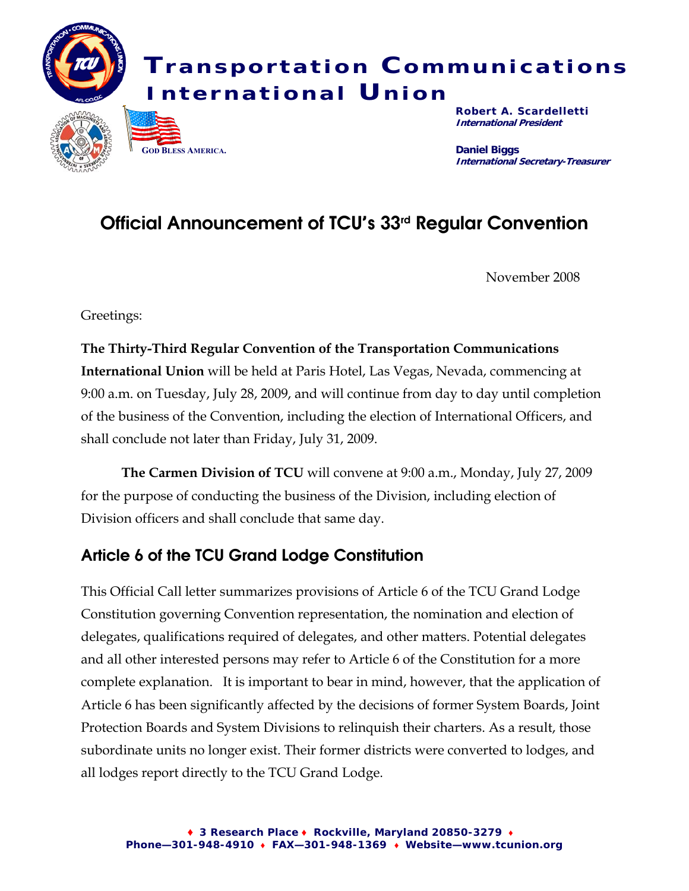# Transportation Communications International Union

GOD BLESS AMERICA.

**Robert A. Scardelletti**
*International President*

**Daniel Biggs**
*International Secretary-Treasurer*

## Official Announcement of TCU's 33rd Regular Convention

November 2008

Greetings:

**The Thirty-Third Regular Convention of the Transportation Communications International Union** will be held at Paris Hotel, Las Vegas, Nevada, commencing at 9:00 a.m. on Tuesday, July 28, 2009, and will continue from day to day until completion of the business of the Convention, including the election of International Officers, and shall conclude not later than Friday, July 31, 2009.

**The Carmen Division of TCU** will convene at 9:00 a.m., Monday, July 27, 2009 for the purpose of conducting the business of the Division, including election of Division officers and shall conclude that same day.

## Article 6 of the TCU Grand Lodge Constitution

This Official Call letter summarizes provisions of Article 6 of the TCU Grand Lodge Constitution governing Convention representation, the nomination and election of delegates, qualifications required of delegates, and other matters. Potential delegates and all other interested persons may refer to Article 6 of the Constitution for a more complete explanation. It is important to bear in mind, however, that the application of Article 6 has been significantly affected by the decisions of former System Boards, Joint Protection Boards and System Divisions to relinquish their charters. As a result, those subordinate units no longer exist. Their former districts were converted to lodges, and all lodges report directly to the TCU Grand Lodge.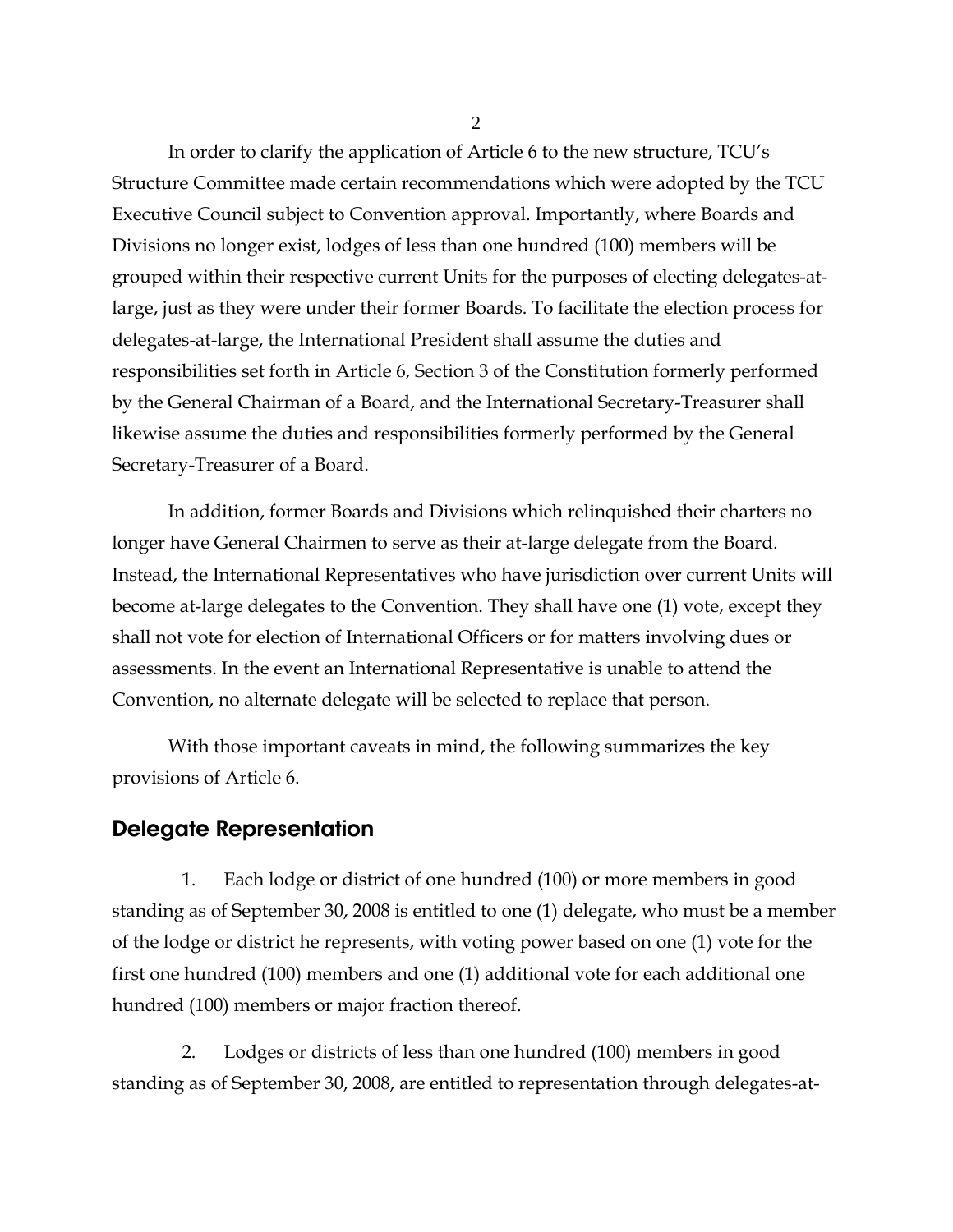In order to clarify the application of Article 6 to the new structure, TCU's Structure Committee made certain recommendations which were adopted by the TCU Executive Council subject to Convention approval. Importantly, where Boards and Divisions no longer exist, lodges of less than one hundred (100) members will be grouped within their respective current Units for the purposes of electing delegates-at-large, just as they were under their former Boards. To facilitate the election process for delegates-at-large, the International President shall assume the duties and responsibilities set forth in Article 6, Section 3 of the Constitution formerly performed by the General Chairman of a Board, and the International Secretary-Treasurer shall likewise assume the duties and responsibilities formerly performed by the General Secretary-Treasurer of a Board.

In addition, former Boards and Divisions which relinquished their charters no longer have General Chairmen to serve as their at-large delegate from the Board. Instead, the International Representatives who have jurisdiction over current Units will become at-large delegates to the Convention. They shall have one (1) vote, except they shall not vote for election of International Officers or for matters involving dues or assessments. In the event an International Representative is unable to attend the Convention, no alternate delegate will be selected to replace that person.

With those important caveats in mind, the following summarizes the key provisions of Article 6.

## Delegate Representation

1. Each lodge or district of one hundred (100) or more members in good standing as of September 30, 2008 is entitled to one (1) delegate, who must be a member of the lodge or district he represents, with voting power based on one (1) vote for the first one hundred (100) members and one (1) additional vote for each additional one hundred (100) members or major fraction thereof.

2. Lodges or districts of less than one hundred (100) members in good standing as of September 30, 2008, are entitled to representation through delegates-at-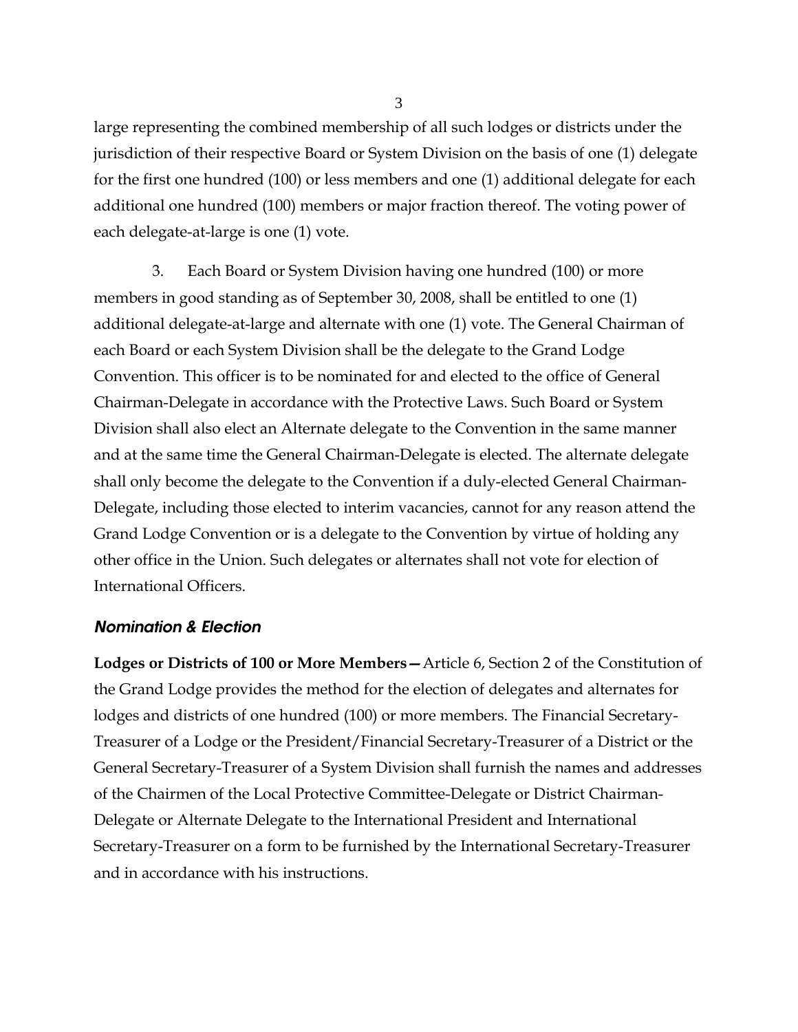large representing the combined membership of all such lodges or districts under the jurisdiction of their respective Board or System Division on the basis of one (1) delegate for the first one hundred (100) or less members and one (1) additional delegate for each additional one hundred (100) members or major fraction thereof. The voting power of each delegate-at-large is one (1) vote.

3. Each Board or System Division having one hundred (100) or more members in good standing as of September 30, 2008, shall be entitled to one (1) additional delegate-at-large and alternate with one (1) vote. The General Chairman of each Board or each System Division shall be the delegate to the Grand Lodge Convention. This officer is to be nominated for and elected to the office of General Chairman-Delegate in accordance with the Protective Laws. Such Board or System Division shall also elect an Alternate delegate to the Convention in the same manner and at the same time the General Chairman-Delegate is elected. The alternate delegate shall only become the delegate to the Convention if a duly-elected General Chairman-Delegate, including those elected to interim vacancies, cannot for any reason attend the Grand Lodge Convention or is a delegate to the Convention by virtue of holding any other office in the Union. Such delegates or alternates shall not vote for election of International Officers.

### *Nomination & Election*

**Lodges or Districts of 100 or More Members—** Article 6, Section 2 of the Constitution of the Grand Lodge provides the method for the election of delegates and alternates for lodges and districts of one hundred (100) or more members. The Financial Secretary-Treasurer of a Lodge or the President/Financial Secretary-Treasurer of a District or the General Secretary-Treasurer of a System Division shall furnish the names and addresses of the Chairmen of the Local Protective Committee-Delegate or District Chairman-Delegate or Alternate Delegate to the International President and International Secretary-Treasurer on a form to be furnished by the International Secretary-Treasurer and in accordance with his instructions.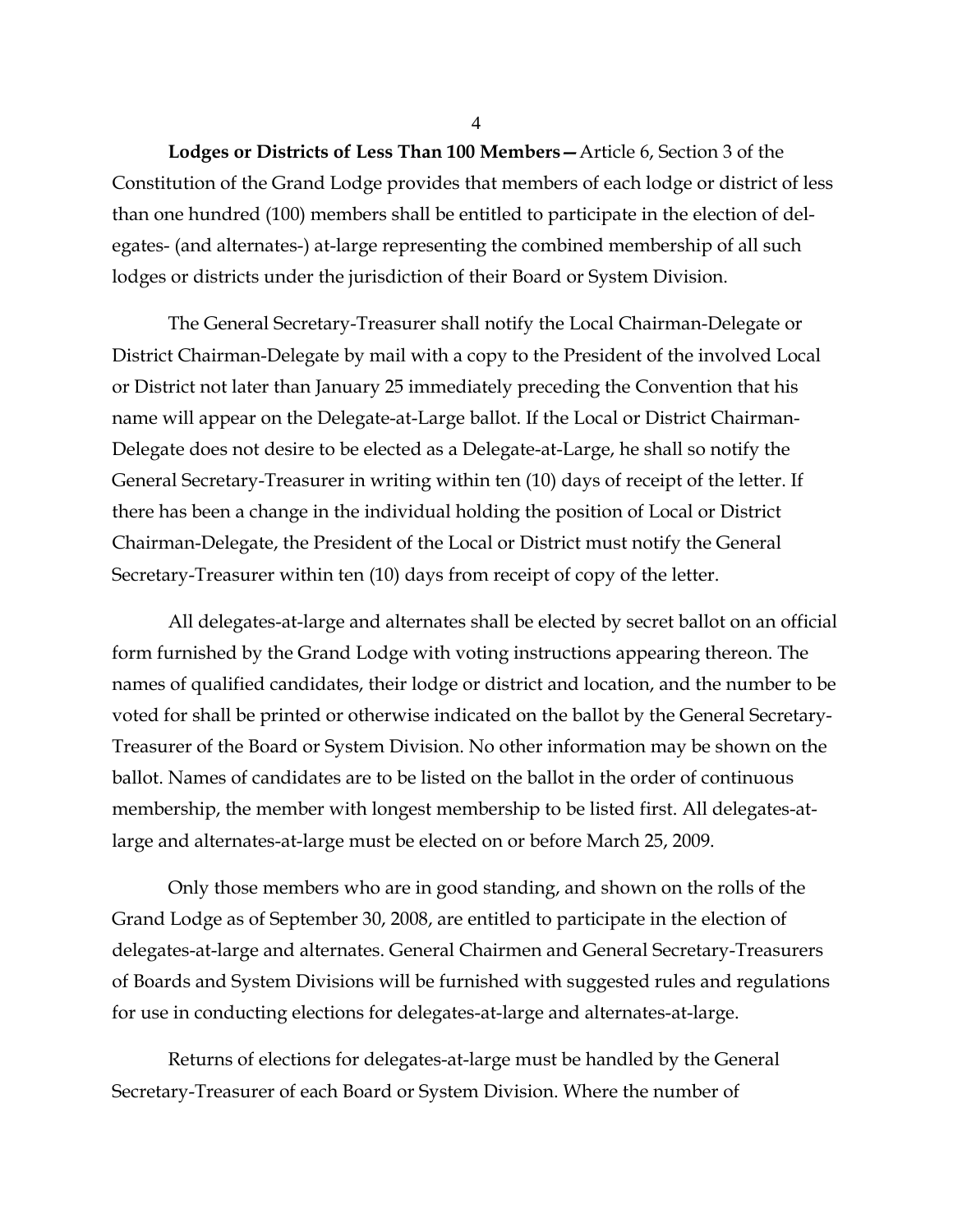**Lodges or Districts of Less Than 100 Members—** Article 6, Section 3 of the Constitution of the Grand Lodge provides that members of each lodge or district of less than one hundred (100) members shall be entitled to participate in the election of delegates- (and alternates-) at-large representing the combined membership of all such lodges or districts under the jurisdiction of their Board or System Division.

The General Secretary-Treasurer shall notify the Local Chairman-Delegate or District Chairman-Delegate by mail with a copy to the President of the involved Local or District not later than January 25 immediately preceding the Convention that his name will appear on the Delegate-at-Large ballot. If the Local or District Chairman-Delegate does not desire to be elected as a Delegate-at-Large, he shall so notify the General Secretary-Treasurer in writing within ten (10) days of receipt of the letter. If there has been a change in the individual holding the position of Local or District Chairman-Delegate, the President of the Local or District must notify the General Secretary-Treasurer within ten (10) days from receipt of copy of the letter.

All delegates-at-large and alternates shall be elected by secret ballot on an official form furnished by the Grand Lodge with voting instructions appearing thereon. The names of qualified candidates, their lodge or district and location, and the number to be voted for shall be printed or otherwise indicated on the ballot by the General Secretary-Treasurer of the Board or System Division. No other information may be shown on the ballot. Names of candidates are to be listed on the ballot in the order of continuous membership, the member with longest membership to be listed first. All delegates-at-large and alternates-at-large must be elected on or before March 25, 2009.

Only those members who are in good standing, and shown on the rolls of the Grand Lodge as of September 30, 2008, are entitled to participate in the election of delegates-at-large and alternates. General Chairmen and General Secretary-Treasurers of Boards and System Divisions will be furnished with suggested rules and regulations for use in conducting elections for delegates-at-large and alternates-at-large.

Returns of elections for delegates-at-large must be handled by the General Secretary-Treasurer of each Board or System Division. Where the number of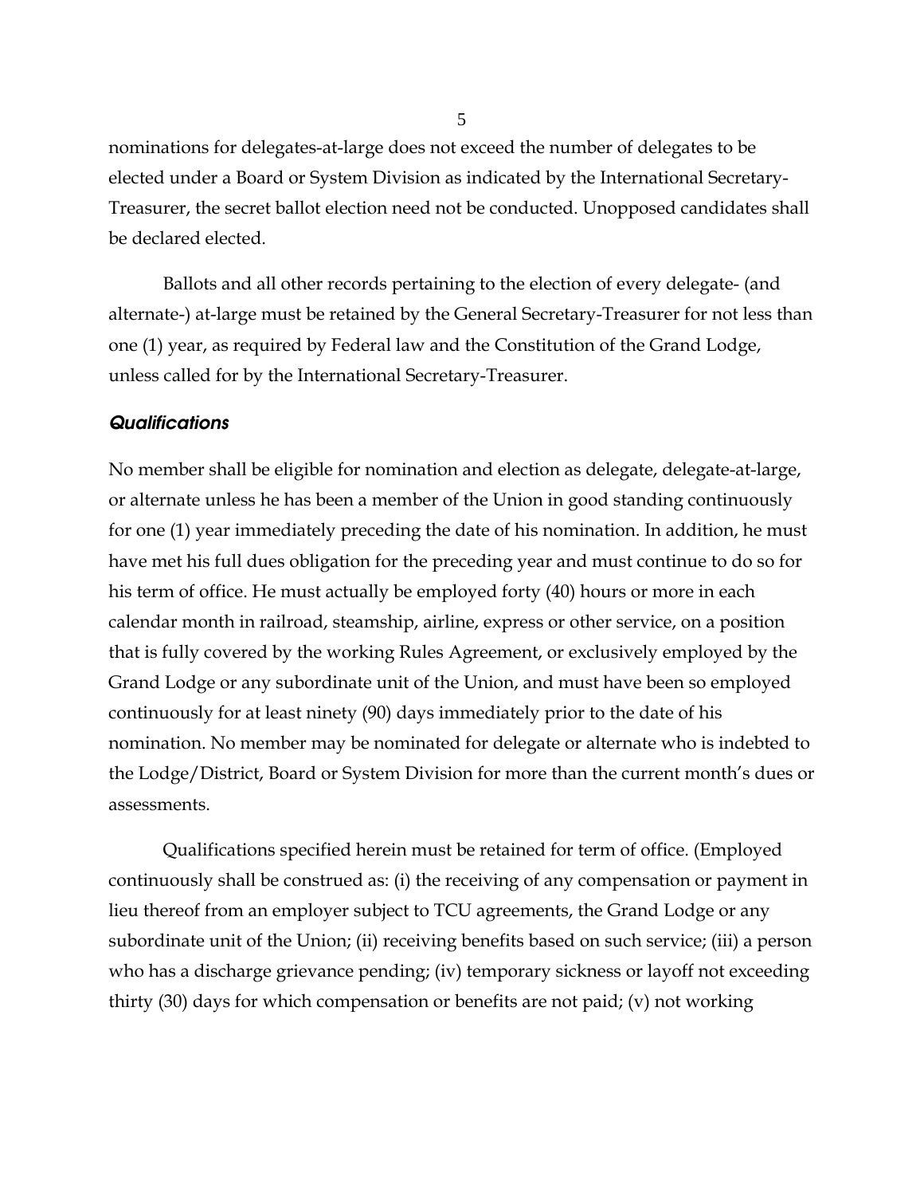nominations for delegates-at-large does not exceed the number of delegates to be elected under a Board or System Division as indicated by the International Secretary-Treasurer, the secret ballot election need not be conducted. Unopposed candidates shall be declared elected.

Ballots and all other records pertaining to the election of every delegate- (and alternate-) at-large must be retained by the General Secretary-Treasurer for not less than one (1) year, as required by Federal law and the Constitution of the Grand Lodge, unless called for by the International Secretary-Treasurer.

### *Qualifications*

No member shall be eligible for nomination and election as delegate, delegate-at-large, or alternate unless he has been a member of the Union in good standing continuously for one (1) year immediately preceding the date of his nomination. In addition, he must have met his full dues obligation for the preceding year and must continue to do so for his term of office. He must actually be employed forty (40) hours or more in each calendar month in railroad, steamship, airline, express or other service, on a position that is fully covered by the working Rules Agreement, or exclusively employed by the Grand Lodge or any subordinate unit of the Union, and must have been so employed continuously for at least ninety (90) days immediately prior to the date of his nomination. No member may be nominated for delegate or alternate who is indebted to the Lodge/District, Board or System Division for more than the current month's dues or assessments.

Qualifications specified herein must be retained for term of office. (Employed continuously shall be construed as: (i) the receiving of any compensation or payment in lieu thereof from an employer subject to TCU agreements, the Grand Lodge or any subordinate unit of the Union; (ii) receiving benefits based on such service; (iii) a person who has a discharge grievance pending; (iv) temporary sickness or layoff not exceeding thirty (30) days for which compensation or benefits are not paid; (v) not working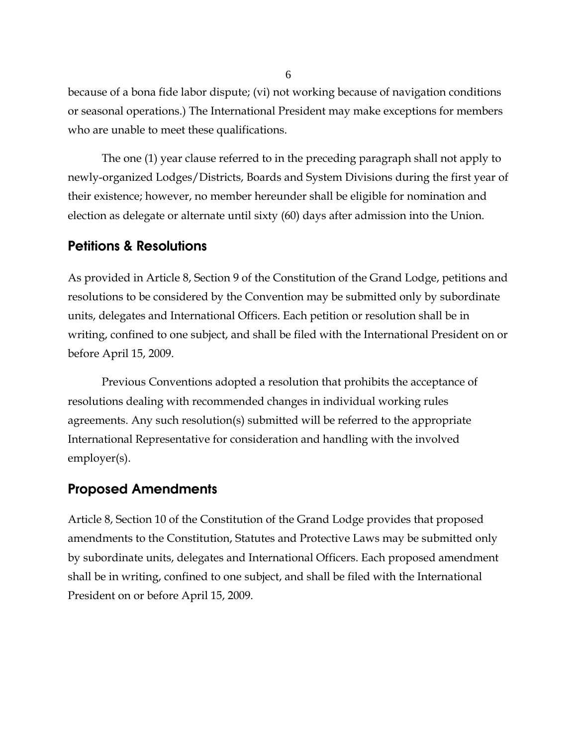because of a bona fide labor dispute; (vi) not working because of navigation conditions or seasonal operations.) The International President may make exceptions for members who are unable to meet these qualifications.

The one (1) year clause referred to in the preceding paragraph shall not apply to newly-organized Lodges/Districts, Boards and System Divisions during the first year of their existence; however, no member hereunder shall be eligible for nomination and election as delegate or alternate until sixty (60) days after admission into the Union.

## Petitions & Resolutions

As provided in Article 8, Section 9 of the Constitution of the Grand Lodge, petitions and resolutions to be considered by the Convention may be submitted only by subordinate units, delegates and International Officers. Each petition or resolution shall be in writing, confined to one subject, and shall be filed with the International President on or before April 15, 2009.

Previous Conventions adopted a resolution that prohibits the acceptance of resolutions dealing with recommended changes in individual working rules agreements. Any such resolution(s) submitted will be referred to the appropriate International Representative for consideration and handling with the involved employer(s).

## Proposed Amendments

Article 8, Section 10 of the Constitution of the Grand Lodge provides that proposed amendments to the Constitution, Statutes and Protective Laws may be submitted only by subordinate units, delegates and International Officers. Each proposed amendment shall be in writing, confined to one subject, and shall be filed with the International President on or before April 15, 2009.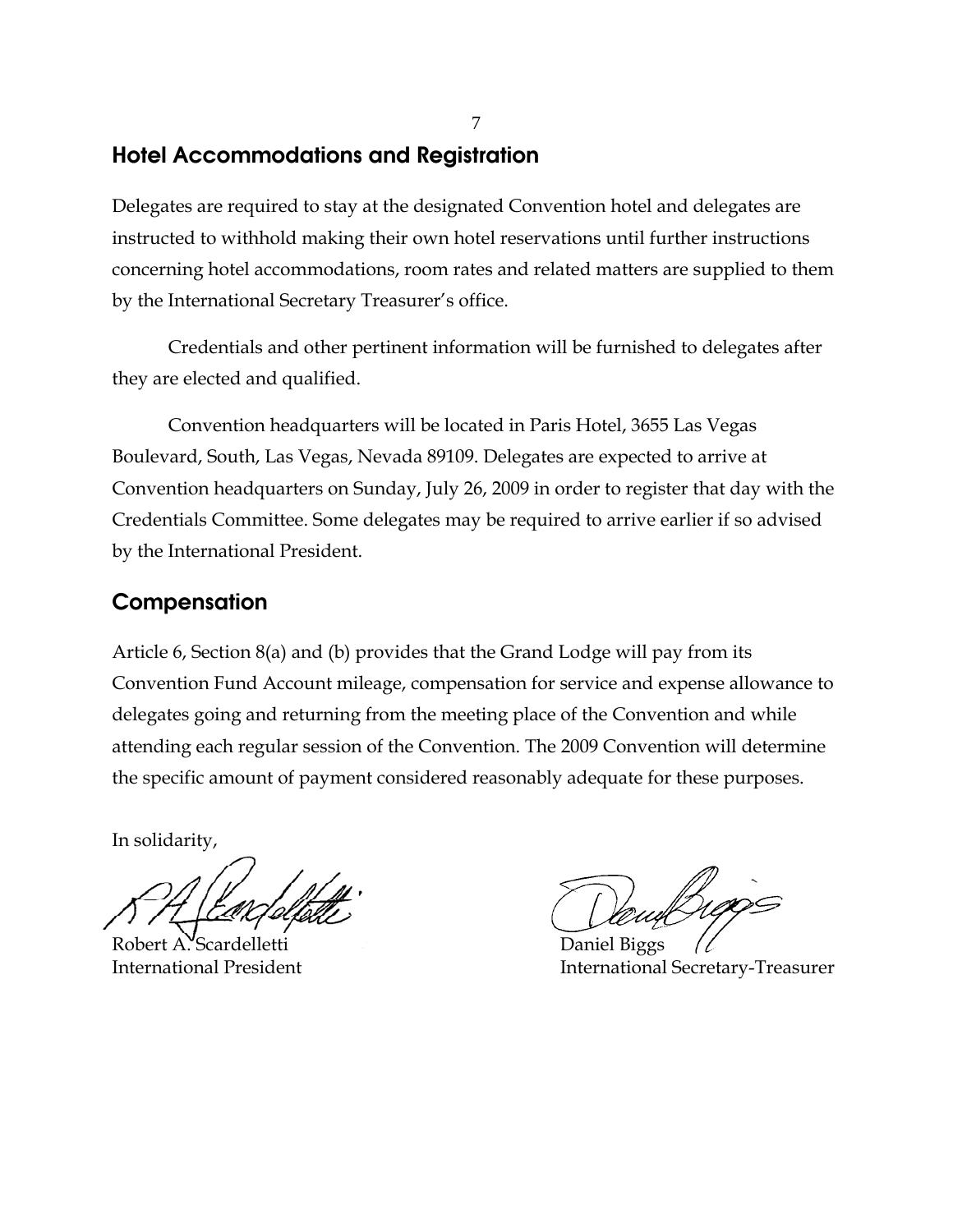## Hotel Accommodations and Registration

Delegates are required to stay at the designated Convention hotel and delegates are instructed to withhold making their own hotel reservations until further instructions concerning hotel accommodations, room rates and related matters are supplied to them by the International Secretary Treasurer's office.

Credentials and other pertinent information will be furnished to delegates after they are elected and qualified.

Convention headquarters will be located in Paris Hotel, 3655 Las Vegas Boulevard, South, Las Vegas, Nevada 89109. Delegates are expected to arrive at Convention headquarters on Sunday, July 26, 2009 in order to register that day with the Credentials Committee. Some delegates may be required to arrive earlier if so advised by the International President.

## Compensation

Article 6, Section 8(a) and (b) provides that the Grand Lodge will pay from its Convention Fund Account mileage, compensation for service and expense allowance to delegates going and returning from the meeting place of the Convention and while attending each regular session of the Convention. The 2009 Convention will determine the specific amount of payment considered reasonably adequate for these purposes.

In solidarity,

Robert A. Scardelletti
International President

Daniel Biggs
International Secretary-Treasurer